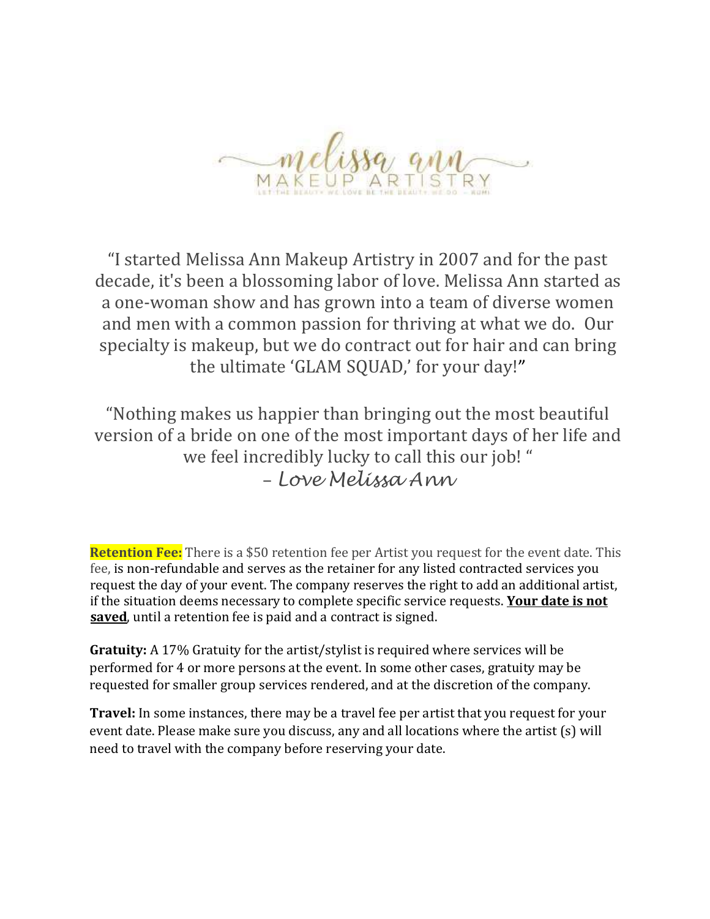melissa ann

MAKEUP ARTISTRY

LET THE BEAUTY WE LOVE BE THE BEAUTY WE DO – RUMI

"I started Melissa Ann Makeup Artistry in 2007 and for the past decade, it's been a blossoming labor of love. Melissa Ann started as a one-woman show and has grown into a team of diverse women and men with a common passion for thriving at what we do. Our specialty is makeup, but we do contract out for hair and can bring the ultimate 'GLAM SQUAD,' for your day!"

"Nothing makes us happier than bringing out the most beautiful version of a bride on one of the most important days of her life and we feel incredibly lucky to call this our job! "

*– Love Melissa Ann*

**Retention Fee:** There is a $50 retention fee per Artist you request for the event date. This fee, is non-refundable and serves as the retainer for any listed contracted services you request the day of your event. The company reserves the right to add an additional artist, if the situation deems necessary to complete specific service requests. **Your date is not saved**, until a retention fee is paid and a contract is signed.

**Gratuity:** A 17% Gratuity for the artist/stylist is required where services will be performed for 4 or more persons at the event. In some other cases, gratuity may be requested for smaller group services rendered, and at the discretion of the company.

**Travel:** In some instances, there may be a travel fee per artist that you request for your event date. Please make sure you discuss, any and all locations where the artist (s) will need to travel with the company before reserving your date.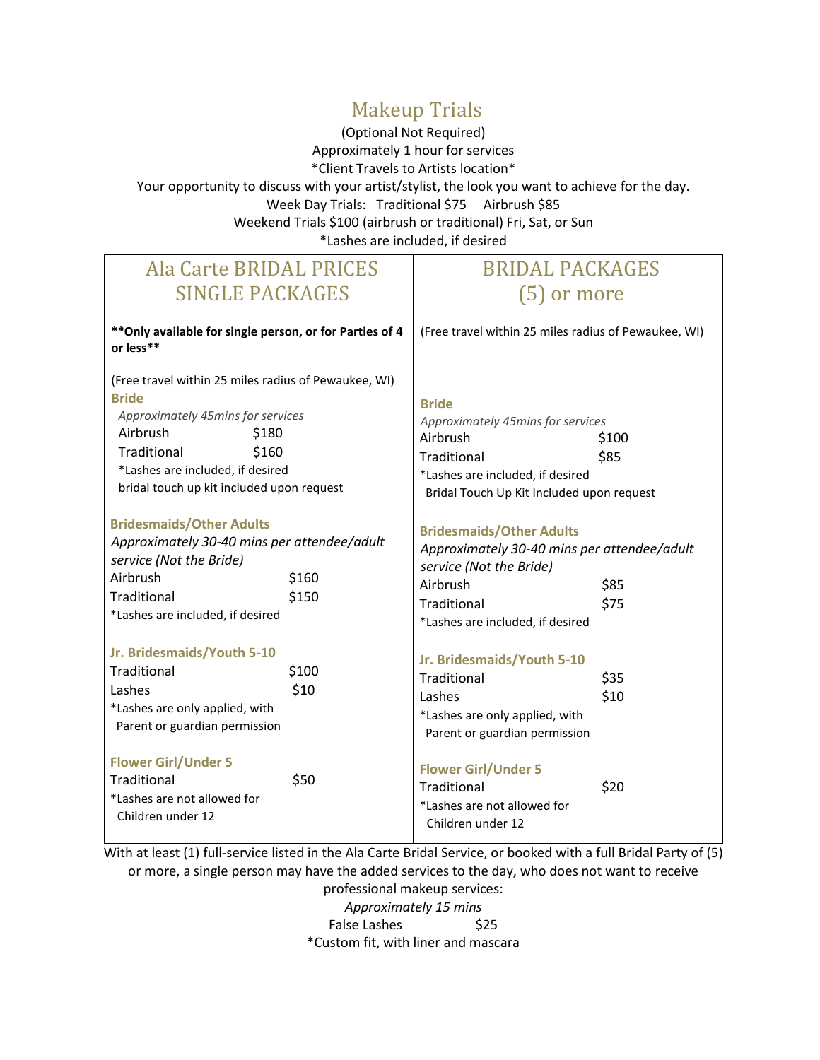# Makeup Trials

(Optional Not Required)

Approximately 1 hour for services

*Client Travels to Artists location*

Your opportunity to discuss with your artist/stylist, the look you want to achieve for the day.

Week Day Trials: Traditional $75 Airbrush $85

Weekend Trials $100 (airbrush or traditional) Fri, Sat, or Sun

*Lashes are included, if desired

## Ala Carte BRIDAL PRICES SINGLE PACKAGES

**Only available for single person, or for Parties of 4 or less**

(Free travel within 25 miles radius of Pewaukee, WI)

### Bride

*Approximately 45mins for services*

| | |
|---|---|
| Airbrush | $180 |
| Traditional | $160 |

*Lashes are included, if desired

bridal touch up kit included upon request

### Bridesmaids/Other Adults

*Approximately 30-40 mins per attendee/adult service (Not the Bride)*

| | |
|---|---|
| Airbrush | $160 |
| Traditional | $150 |

*Lashes are included, if desired

### Jr. Bridesmaids/Youth 5-10

| | |
|---|---|
| Traditional | $100 |
| Lashes | $10 |

*Lashes are only applied, with Parent or guardian permission

### Flower Girl/Under 5

| | |
|---|---|
| Traditional | $50 |

*Lashes are not allowed for Children under 12

## BRIDAL PACKAGES (5) or more

(Free travel within 25 miles radius of Pewaukee, WI)

### Bride

*Approximately 45mins for services*

| | |
|---|---|
| Airbrush | $100 |
| Traditional | $85 |

*Lashes are included, if desired

Bridal Touch Up Kit Included upon request

### Bridesmaids/Other Adults

*Approximately 30-40 mins per attendee/adult service (Not the Bride)*

| | |
|---|---|
| Airbrush | $85 |
| Traditional | $75 |

*Lashes are included, if desired

### Jr. Bridesmaids/Youth 5-10

| | |
|---|---|
| Traditional | $35 |
| Lashes | $10 |

*Lashes are only applied, with Parent or guardian permission

### Flower Girl/Under 5

| | |
|---|---|
| Traditional | $20 |

*Lashes are not allowed for Children under 12

With at least (1) full-service listed in the Ala Carte Bridal Service, or booked with a full Bridal Party of (5) or more, a single person may have the added services to the day, who does not want to receive professional makeup services:

*Approximately 15 mins*

False Lashes $25

*Custom fit, with liner and mascara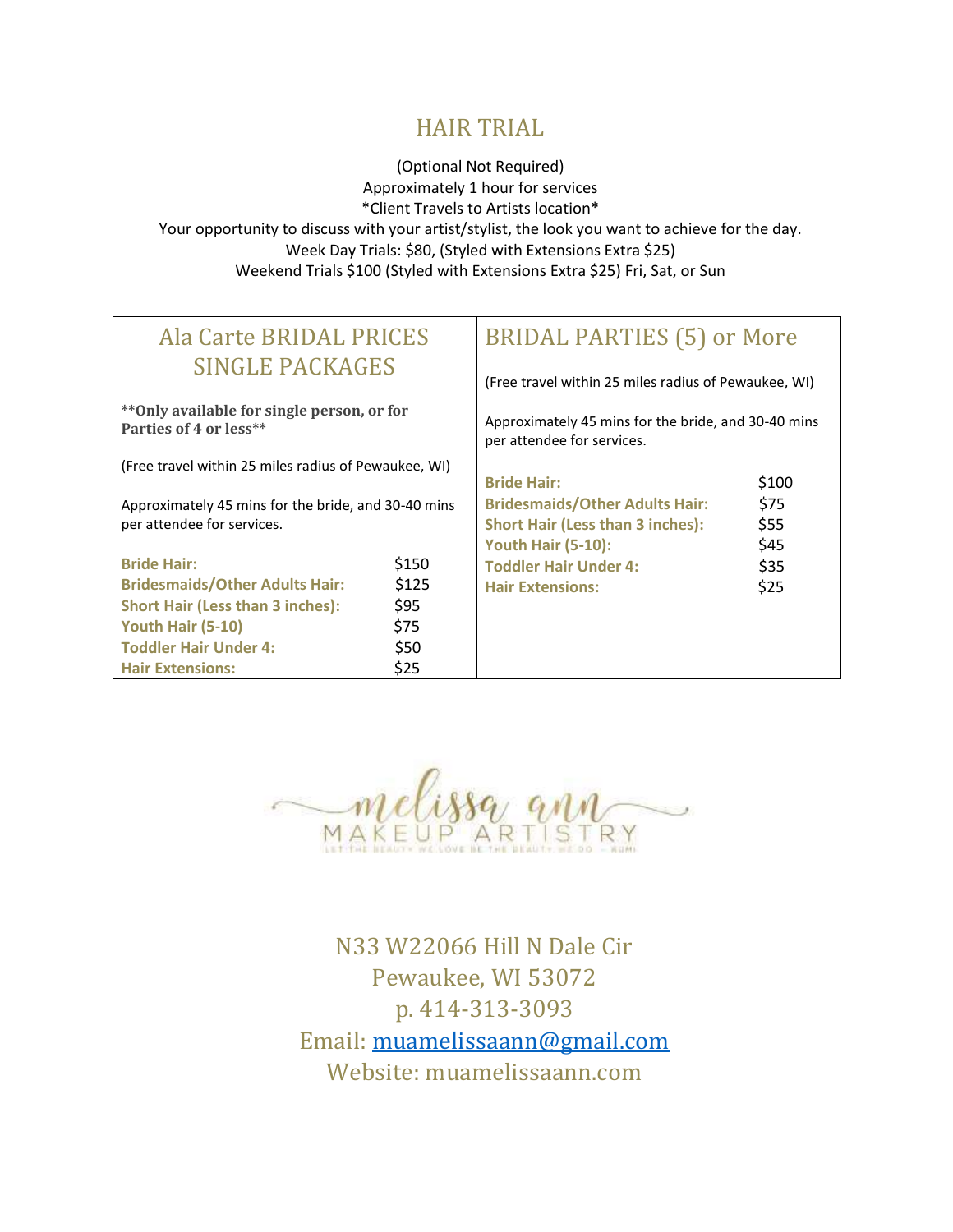## HAIR TRIAL

(Optional Not Required)
Approximately 1 hour for services
*Client Travels to Artists location*
Your opportunity to discuss with your artist/stylist, the look you want to achieve for the day.
Week Day Trials: $80, (Styled with Extensions Extra $25)
Weekend Trials $100 (Styled with Extensions Extra $25) Fri, Sat, or Sun

## Ala Carte BRIDAL PRICES SINGLE PACKAGES

**Only available for single person, or for Parties of 4 or less**

(Free travel within 25 miles radius of Pewaukee, WI)

Approximately 45 mins for the bride, and 30-40 mins per attendee for services.

| | |
|---|---|
| **Bride Hair:** | $150 |
| **Bridesmaids/Other Adults Hair:** | $125 |
| **Short Hair (Less than 3 inches):** | $95 |
| **Youth Hair (5-10)** | $75 |
| **Toddler Hair Under 4:** | $50 |
| **Hair Extensions:** | $25 |

## BRIDAL PARTIES (5) or More

(Free travel within 25 miles radius of Pewaukee, WI)

Approximately 45 mins for the bride, and 30-40 mins per attendee for services.

| | |
|---|---|
| **Bride Hair:** | $100 |
| **Bridesmaids/Other Adults Hair:** | $75 |
| **Short Hair (Less than 3 inches):** | $55 |
| **Youth Hair (5-10):** | $45 |
| **Toddler Hair Under 4:** | $35 |
| **Hair Extensions:** | $25 |

melissa ann
MAKEUP ARTISTRY

N33 W22066 Hill N Dale Cir
Pewaukee, WI 53072
p. 414-313-3093
Email: muamelissaann@gmail.com
Website: muamelissaann.com